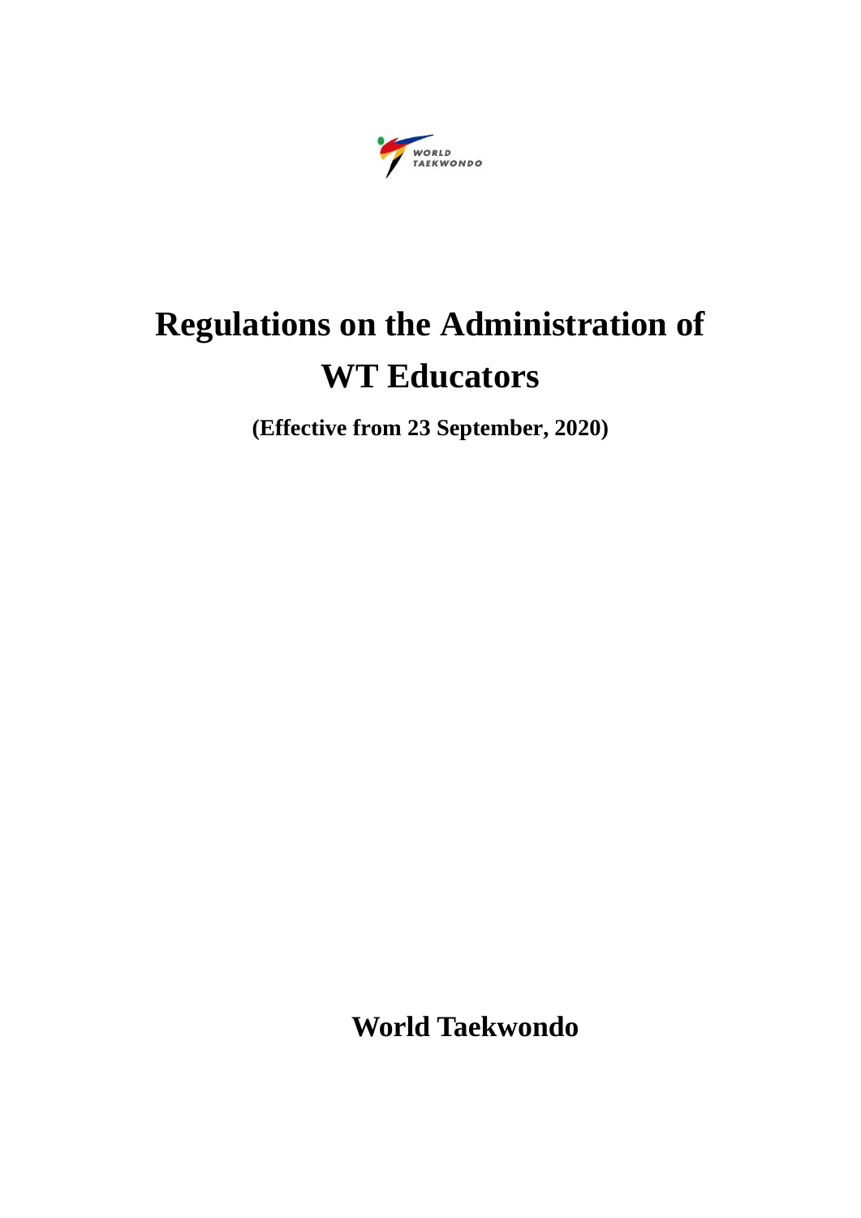# Regulations on the Administration of WT Educators

**(Effective from 23 September, 2020)**

**World Taekwondo**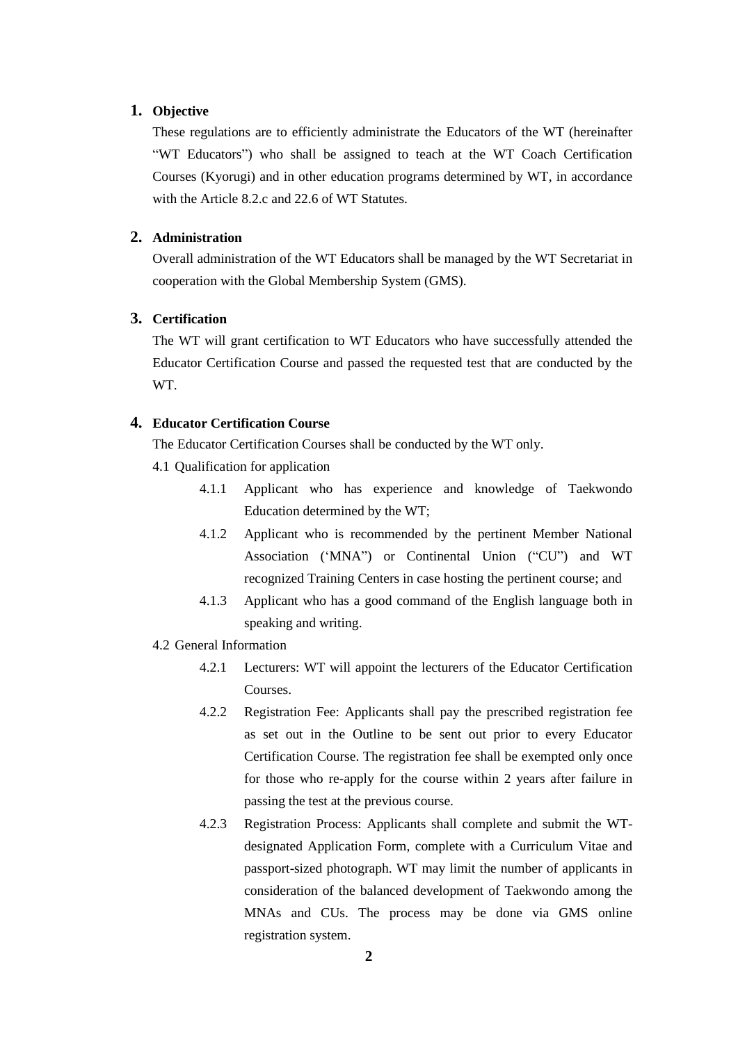## 1. Objective

These regulations are to efficiently administrate the Educators of the WT (hereinafter "WT Educators") who shall be assigned to teach at the WT Coach Certification Courses (Kyorugi) and in other education programs determined by WT, in accordance with the Article 8.2.c and 22.6 of WT Statutes.

## 2. Administration

Overall administration of the WT Educators shall be managed by the WT Secretariat in cooperation with the Global Membership System (GMS).

## 3. Certification

The WT will grant certification to WT Educators who have successfully attended the Educator Certification Course and passed the requested test that are conducted by the WT.

## 4. Educator Certification Course

The Educator Certification Courses shall be conducted by the WT only.

4.1 Qualification for application

- 4.1.1 Applicant who has experience and knowledge of Taekwondo Education determined by the WT;
- 4.1.2 Applicant who is recommended by the pertinent Member National Association ('MNA") or Continental Union ("CU") and WT recognized Training Centers in case hosting the pertinent course; and
- 4.1.3 Applicant who has a good command of the English language both in speaking and writing.

4.2 General Information

- 4.2.1 Lecturers: WT will appoint the lecturers of the Educator Certification Courses.
- 4.2.2 Registration Fee: Applicants shall pay the prescribed registration fee as set out in the Outline to be sent out prior to every Educator Certification Course. The registration fee shall be exempted only once for those who re-apply for the course within 2 years after failure in passing the test at the previous course.
- 4.2.3 Registration Process: Applicants shall complete and submit the WT-designated Application Form, complete with a Curriculum Vitae and passport-sized photograph. WT may limit the number of applicants in consideration of the balanced development of Taekwondo among the MNAs and CUs. The process may be done via GMS online registration system.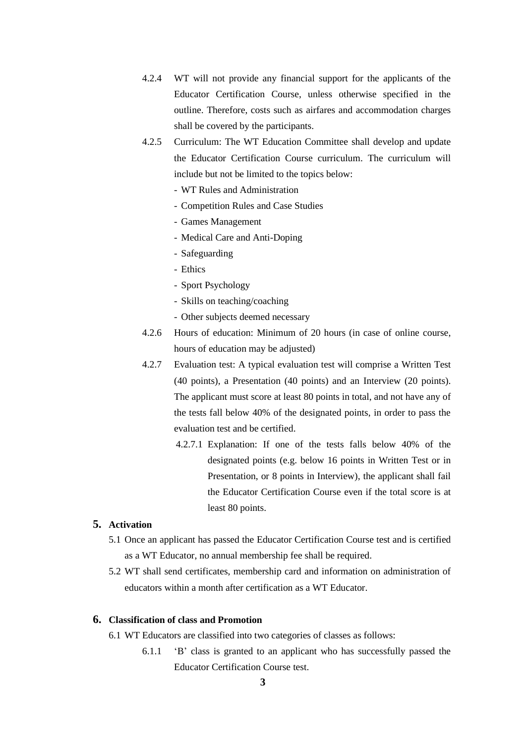4.2.4 WT will not provide any financial support for the applicants of the Educator Certification Course, unless otherwise specified in the outline. Therefore, costs such as airfares and accommodation charges shall be covered by the participants.

4.2.5 Curriculum: The WT Education Committee shall develop and update the Educator Certification Course curriculum. The curriculum will include but not be limited to the topics below:

- WT Rules and Administration
- Competition Rules and Case Studies
- Games Management
- Medical Care and Anti-Doping
- Safeguarding
- Ethics
- Sport Psychology
- Skills on teaching/coaching
- Other subjects deemed necessary

4.2.6 Hours of education: Minimum of 20 hours (in case of online course, hours of education may be adjusted)

4.2.7 Evaluation test: A typical evaluation test will comprise a Written Test (40 points), a Presentation (40 points) and an Interview (20 points). The applicant must score at least 80 points in total, and not have any of the tests fall below 40% of the designated points, in order to pass the evaluation test and be certified.

4.2.7.1 Explanation: If one of the tests falls below 40% of the designated points (e.g. below 16 points in Written Test or in Presentation, or 8 points in Interview), the applicant shall fail the Educator Certification Course even if the total score is at least 80 points.

## 5. Activation

5.1 Once an applicant has passed the Educator Certification Course test and is certified as a WT Educator, no annual membership fee shall be required.

5.2 WT shall send certificates, membership card and information on administration of educators within a month after certification as a WT Educator.

## 6. Classification of class and Promotion

6.1 WT Educators are classified into two categories of classes as follows:

6.1.1 'B' class is granted to an applicant who has successfully passed the Educator Certification Course test.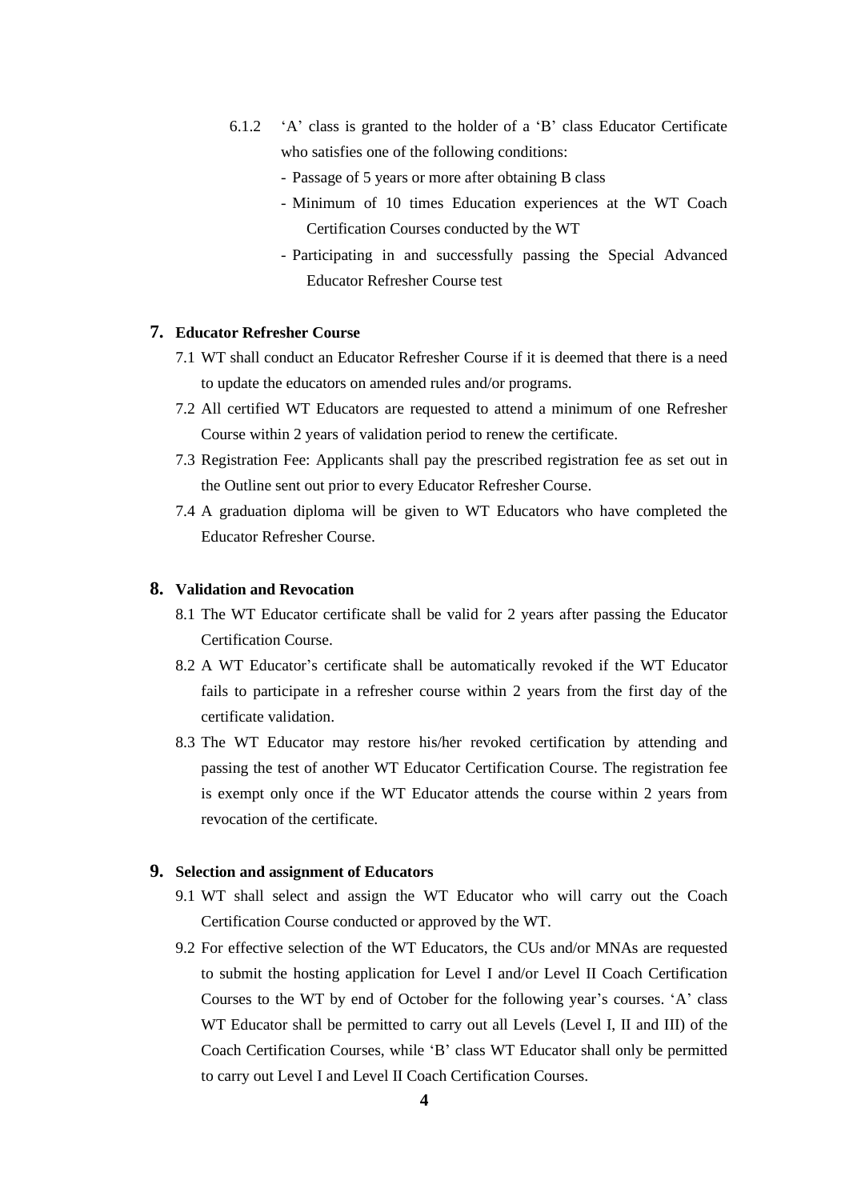6.1.2 'A' class is granted to the holder of a 'B' class Educator Certificate who satisfies one of the following conditions:

- Passage of 5 years or more after obtaining B class
- Minimum of 10 times Education experiences at the WT Coach Certification Courses conducted by the WT
- Participating in and successfully passing the Special Advanced Educator Refresher Course test

## 7. Educator Refresher Course

7.1 WT shall conduct an Educator Refresher Course if it is deemed that there is a need to update the educators on amended rules and/or programs.

7.2 All certified WT Educators are requested to attend a minimum of one Refresher Course within 2 years of validation period to renew the certificate.

7.3 Registration Fee: Applicants shall pay the prescribed registration fee as set out in the Outline sent out prior to every Educator Refresher Course.

7.4 A graduation diploma will be given to WT Educators who have completed the Educator Refresher Course.

## 8. Validation and Revocation

8.1 The WT Educator certificate shall be valid for 2 years after passing the Educator Certification Course.

8.2 A WT Educator's certificate shall be automatically revoked if the WT Educator fails to participate in a refresher course within 2 years from the first day of the certificate validation.

8.3 The WT Educator may restore his/her revoked certification by attending and passing the test of another WT Educator Certification Course. The registration fee is exempt only once if the WT Educator attends the course within 2 years from revocation of the certificate.

## 9. Selection and assignment of Educators

9.1 WT shall select and assign the WT Educator who will carry out the Coach Certification Course conducted or approved by the WT.

9.2 For effective selection of the WT Educators, the CUs and/or MNAs are requested to submit the hosting application for Level I and/or Level II Coach Certification Courses to the WT by end of October for the following year's courses. 'A' class WT Educator shall be permitted to carry out all Levels (Level I, II and III) of the Coach Certification Courses, while 'B' class WT Educator shall only be permitted to carry out Level I and Level II Coach Certification Courses.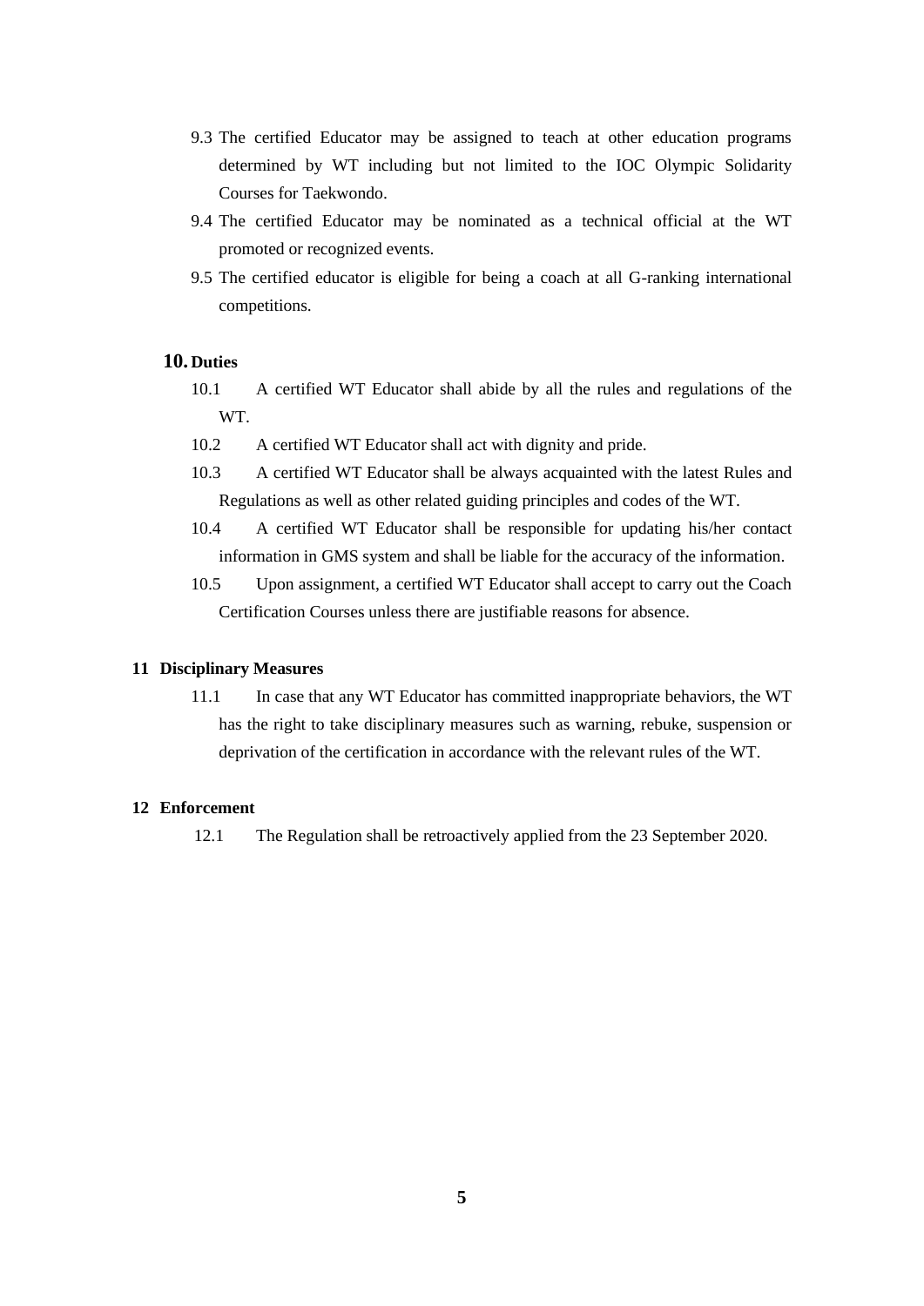9.3 The certified Educator may be assigned to teach at other education programs determined by WT including but not limited to the IOC Olympic Solidarity Courses for Taekwondo.

9.4 The certified Educator may be nominated as a technical official at the WT promoted or recognized events.

9.5 The certified educator is eligible for being a coach at all G-ranking international competitions.

## 10. Duties

10.1 A certified WT Educator shall abide by all the rules and regulations of the WT.

10.2 A certified WT Educator shall act with dignity and pride.

10.3 A certified WT Educator shall be always acquainted with the latest Rules and Regulations as well as other related guiding principles and codes of the WT.

10.4 A certified WT Educator shall be responsible for updating his/her contact information in GMS system and shall be liable for the accuracy of the information.

10.5 Upon assignment, a certified WT Educator shall accept to carry out the Coach Certification Courses unless there are justifiable reasons for absence.

## 11 Disciplinary Measures

11.1 In case that any WT Educator has committed inappropriate behaviors, the WT has the right to take disciplinary measures such as warning, rebuke, suspension or deprivation of the certification in accordance with the relevant rules of the WT.

## 12 Enforcement

12.1 The Regulation shall be retroactively applied from the 23 September 2020.